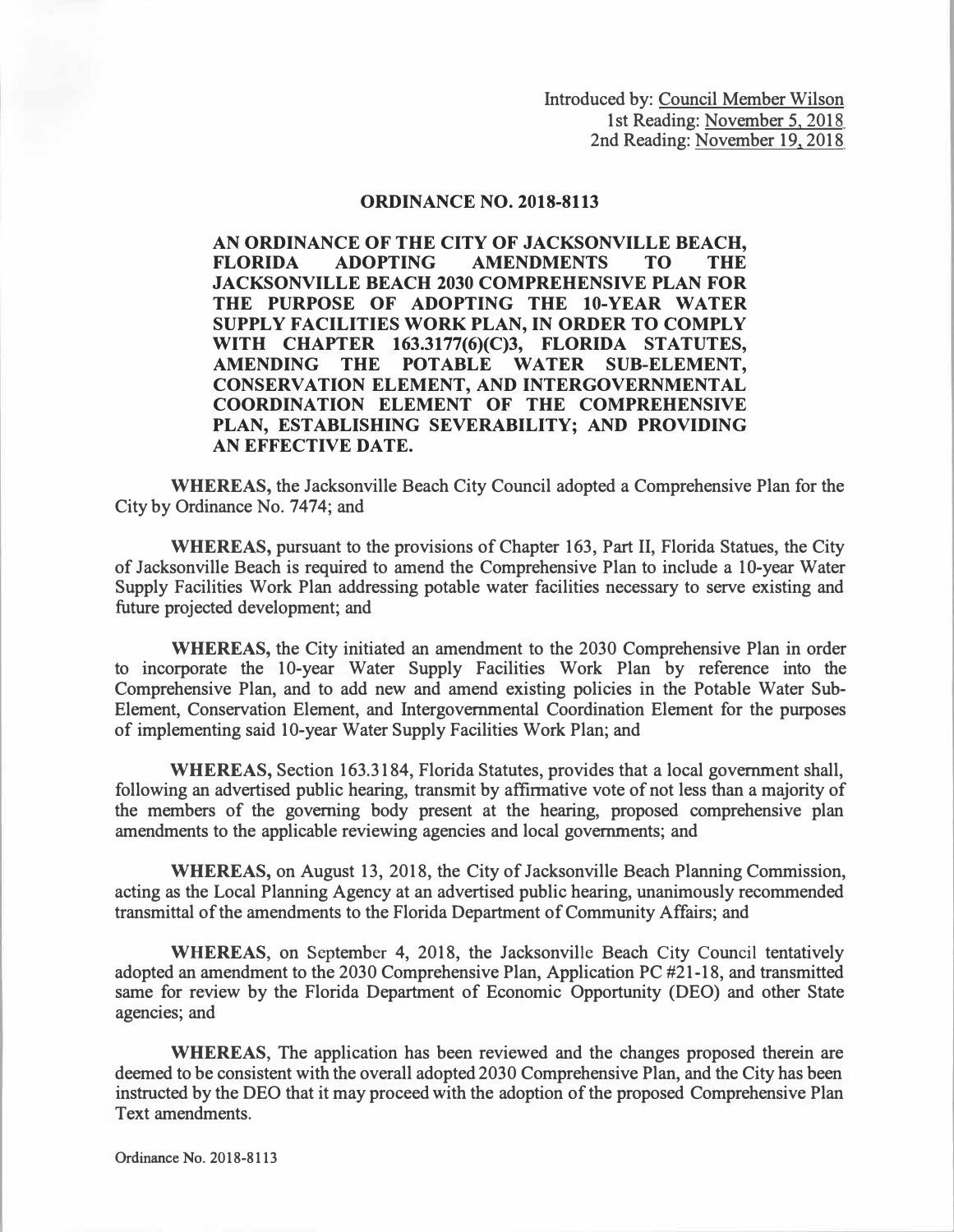Introduced by: Council Member Wilson
1st Reading: November 5, 2018
2nd Reading: November 19, 2018

**ORDINANCE NO. 2018-8113**

**AN ORDINANCE OF THE CITY OF JACKSONVILLE BEACH, FLORIDA ADOPTING AMENDMENTS TO THE JACKSONVILLE BEACH 2030 COMPREHENSIVE PLAN FOR THE PURPOSE OF ADOPTING THE 10-YEAR WATER SUPPLY FACILITIES WORK PLAN, IN ORDER TO COMPLY WITH CHAPTER 163.3177(6)(C)3, FLORIDA STATUTES, AMENDING THE POTABLE WATER SUB-ELEMENT, CONSERVATION ELEMENT, AND INTERGOVERNMENTAL COORDINATION ELEMENT OF THE COMPREHENSIVE PLAN, ESTABLISHING SEVERABILITY; AND PROVIDING AN EFFECTIVE DATE.**

**WHEREAS,** the Jacksonville Beach City Council adopted a Comprehensive Plan for the City by Ordinance No. 7474; and

**WHEREAS,** pursuant to the provisions of Chapter 163, Part II, Florida Statues, the City of Jacksonville Beach is required to amend the Comprehensive Plan to include a 10-year Water Supply Facilities Work Plan addressing potable water facilities necessary to serve existing and future projected development; and

**WHEREAS,** the City initiated an amendment to the 2030 Comprehensive Plan in order to incorporate the 10-year Water Supply Facilities Work Plan by reference into the Comprehensive Plan, and to add new and amend existing policies in the Potable Water Sub-Element, Conservation Element, and Intergovernmental Coordination Element for the purposes of implementing said 10-year Water Supply Facilities Work Plan; and

**WHEREAS,** Section 163.3184, Florida Statutes, provides that a local government shall, following an advertised public hearing, transmit by affirmative vote of not less than a majority of the members of the governing body present at the hearing, proposed comprehensive plan amendments to the applicable reviewing agencies and local governments; and

**WHEREAS,** on August 13, 2018, the City of Jacksonville Beach Planning Commission, acting as the Local Planning Agency at an advertised public hearing, unanimously recommended transmittal of the amendments to the Florida Department of Community Affairs; and

**WHEREAS**, on September 4, 2018, the Jacksonville Beach City Council tentatively adopted an amendment to the 2030 Comprehensive Plan, Application PC #21-18, and transmitted same for review by the Florida Department of Economic Opportunity (DEO) and other State agencies; and

**WHEREAS**, The application has been reviewed and the changes proposed therein are deemed to be consistent with the overall adopted 2030 Comprehensive Plan, and the City has been instructed by the DEO that it may proceed with the adoption of the proposed Comprehensive Plan Text amendments.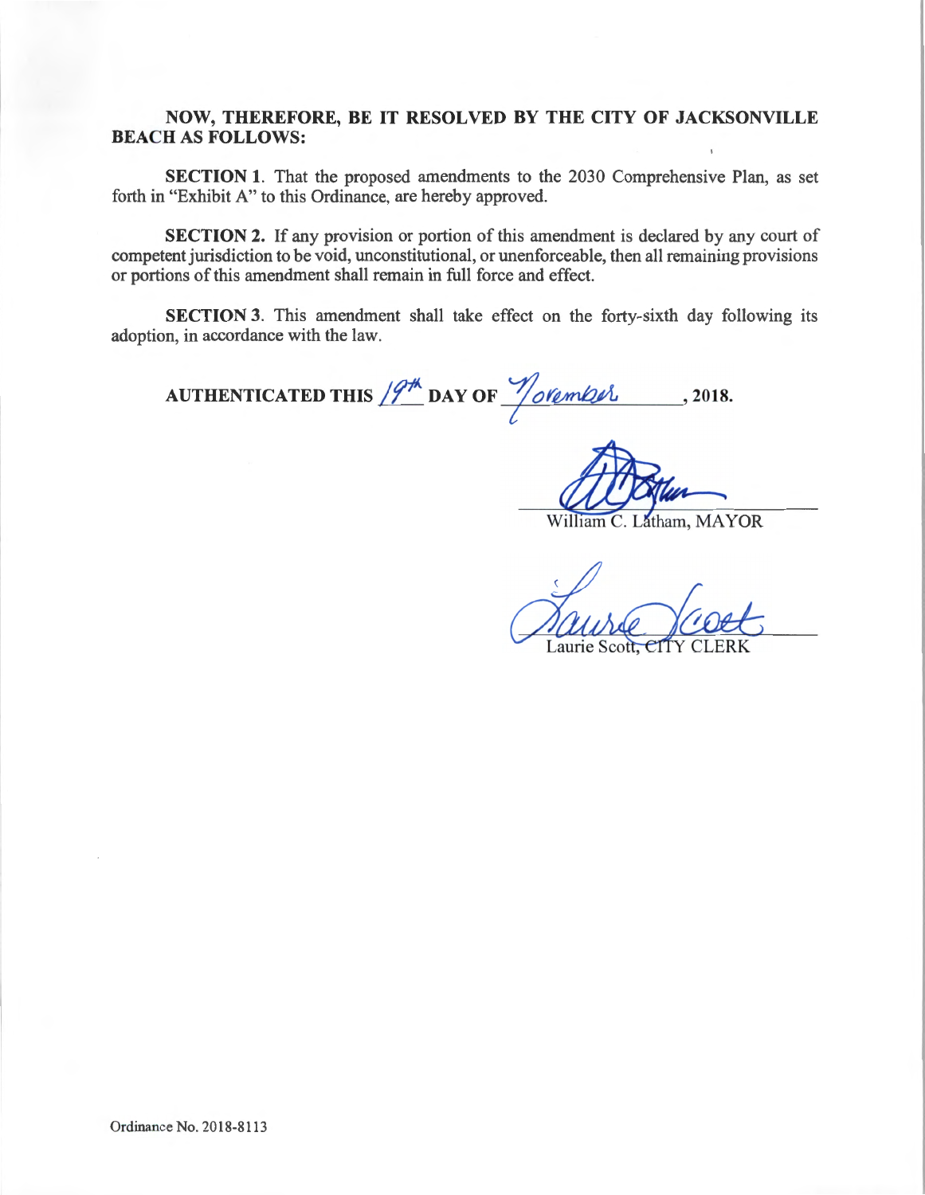**NOW, THEREFORE, BE IT RESOLVED BY THE CITY OF JACKSONVILLE BEACH AS FOLLOWS:**

**SECTION 1**. That the proposed amendments to the 2030 Comprehensive Plan, as set forth in "Exhibit A" to this Ordinance, are hereby approved.

**SECTION 2.** If any provision or portion of this amendment is declared by any court of competent jurisdiction to be void, unconstitutional, or unenforceable, then all remaining provisions or portions of this amendment shall remain in full force and effect.

**SECTION 3**. This amendment shall take effect on the forty-sixth day following its adoption, in accordance with the law.

**AUTHENTICATED THIS** 19th **DAY OF** November**, 2018.**

William C. Latham, MAYOR

Laurie Scott, CITY CLERK

Ordinance No. 2018-8113